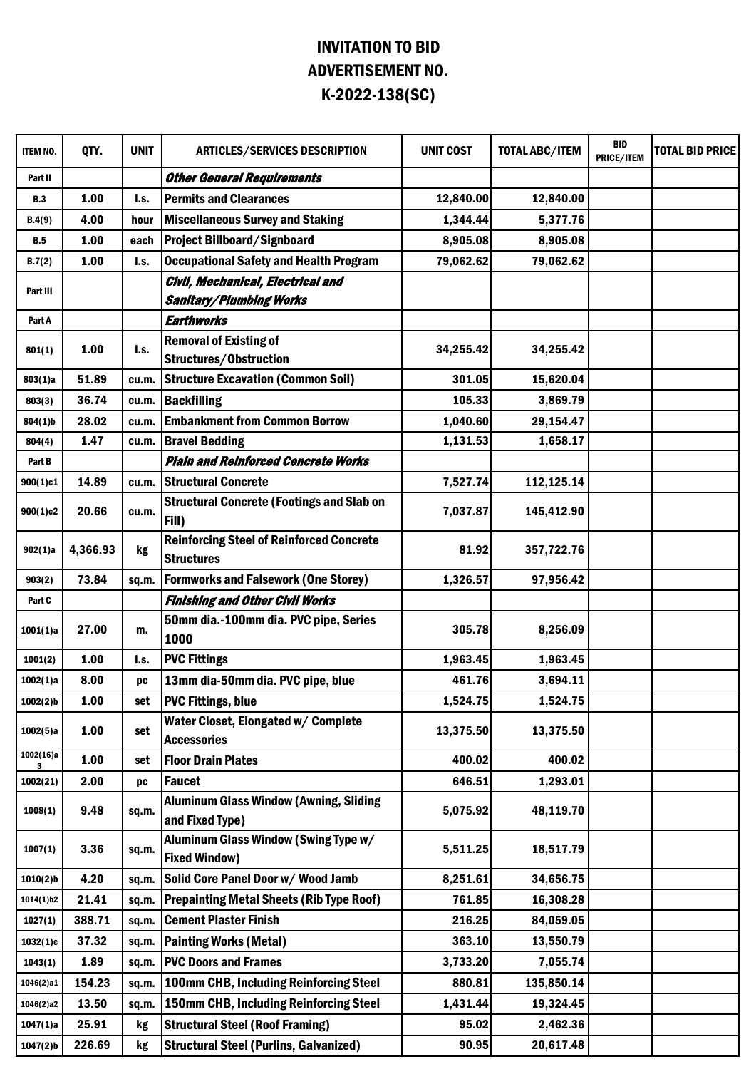# INVITATION TO BID

## ADVERTISEMENT NO.

## K-2022-138(SC)

| ITEM NO. | QTY. | UNIT | ARTICLES/SERVICES DESCRIPTION | UNIT COST | TOTAL ABC/ITEM | BID PRICE/ITEM | TOTAL BID PRICE |
|---|---|---|---|---|---|---|---|
| Part II | | | ***Other General Requirements*** | | | | |
| B.3 | 1.00 | l.s. | Permits and Clearances | 12,840.00 | 12,840.00 | | |
| B.4(9) | 4.00 | hour | Miscellaneous Survey and Staking | 1,344.44 | 5,377.76 | | |
| B.5 | 1.00 | each | Project Billboard/Signboard | 8,905.08 | 8,905.08 | | |
| B.7(2) | 1.00 | l.s. | Occupational Safety and Health Program | 79,062.62 | 79,062.62 | | |
| Part III | | | ***Civil, Mechanical, Electrical and Sanitary/Plumbing Works*** | | | | |
| Part A | | | ***Earthworks*** | | | | |
| 801(1) | 1.00 | l.s. | Removal of Existing of Structures/Obstruction | 34,255.42 | 34,255.42 | | |
| 803(1)a | 51.89 | cu.m. | Structure Excavation (Common Soil) | 301.05 | 15,620.04 | | |
| 803(3) | 36.74 | cu.m. | Backfilling | 105.33 | 3,869.79 | | |
| 804(1)b | 28.02 | cu.m. | Embankment from Common Borrow | 1,040.60 | 29,154.47 | | |
| 804(4) | 1.47 | cu.m. | Bravel Bedding | 1,131.53 | 1,658.17 | | |
| Part B | | | ***Plain and Reinforced Concrete Works*** | | | | |
| 900(1)c1 | 14.89 | cu.m. | Structural Concrete | 7,527.74 | 112,125.14 | | |
| 900(1)c2 | 20.66 | cu.m. | Structural Concrete (Footings and Slab on Fill) | 7,037.87 | 145,412.90 | | |
| 902(1)a | 4,366.93 | kg | Reinforcing Steel of Reinforced Concrete Structures | 81.92 | 357,722.76 | | |
| 903(2) | 73.84 | sq.m. | Formworks and Falsework (One Storey) | 1,326.57 | 97,956.42 | | |
| Part C | | | ***Finishing and Other Civil Works*** | | | | |
| 1001(1)a | 27.00 | m. | 50mm dia.-100mm dia. PVC pipe, Series 1000 | 305.78 | 8,256.09 | | |
| 1001(2) | 1.00 | l.s. | PVC Fittings | 1,963.45 | 1,963.45 | | |
| 1002(1)a | 8.00 | pc | 13mm dia-50mm dia. PVC pipe, blue | 461.76 | 3,694.11 | | |
| 1002(2)b | 1.00 | set | PVC Fittings, blue | 1,524.75 | 1,524.75 | | |
| 1002(5)a | 1.00 | set | Water Closet, Elongated w/ Complete Accessories | 13,375.50 | 13,375.50 | | |
| 1002(16)a3 | 1.00 | set | Floor Drain Plates | 400.02 | 400.02 | | |
| 1002(21) | 2.00 | pc | Faucet | 646.51 | 1,293.01 | | |
| 1008(1) | 9.48 | sq.m. | Aluminum Glass Window (Awning, Sliding and Fixed Type) | 5,075.92 | 48,119.70 | | |
| 1007(1) | 3.36 | sq.m. | Aluminum Glass Window (Swing Type w/ Fixed Window) | 5,511.25 | 18,517.79 | | |
| 1010(2)b | 4.20 | sq.m. | Solid Core Panel Door w/ Wood Jamb | 8,251.61 | 34,656.75 | | |
| 1014(1)b2 | 21.41 | sq.m. | Prepainting Metal Sheets (Rib Type Roof) | 761.85 | 16,308.28 | | |
| 1027(1) | 388.71 | sq.m. | Cement Plaster Finish | 216.25 | 84,059.05 | | |
| 1032(1)c | 37.32 | sq.m. | Painting Works (Metal) | 363.10 | 13,550.79 | | |
| 1043(1) | 1.89 | sq.m. | PVC Doors and Frames | 3,733.20 | 7,055.74 | | |
| 1046(2)a1 | 154.23 | sq.m. | 100mm CHB, Including Reinforcing Steel | 880.81 | 135,850.14 | | |
| 1046(2)a2 | 13.50 | sq.m. | 150mm CHB, Including Reinforcing Steel | 1,431.44 | 19,324.45 | | |
| 1047(1)a | 25.91 | kg | Structural Steel (Roof Framing) | 95.02 | 2,462.36 | | |
| 1047(2)b | 226.69 | kg | Structural Steel (Purlins, Galvanized) | 90.95 | 20,617.48 | | |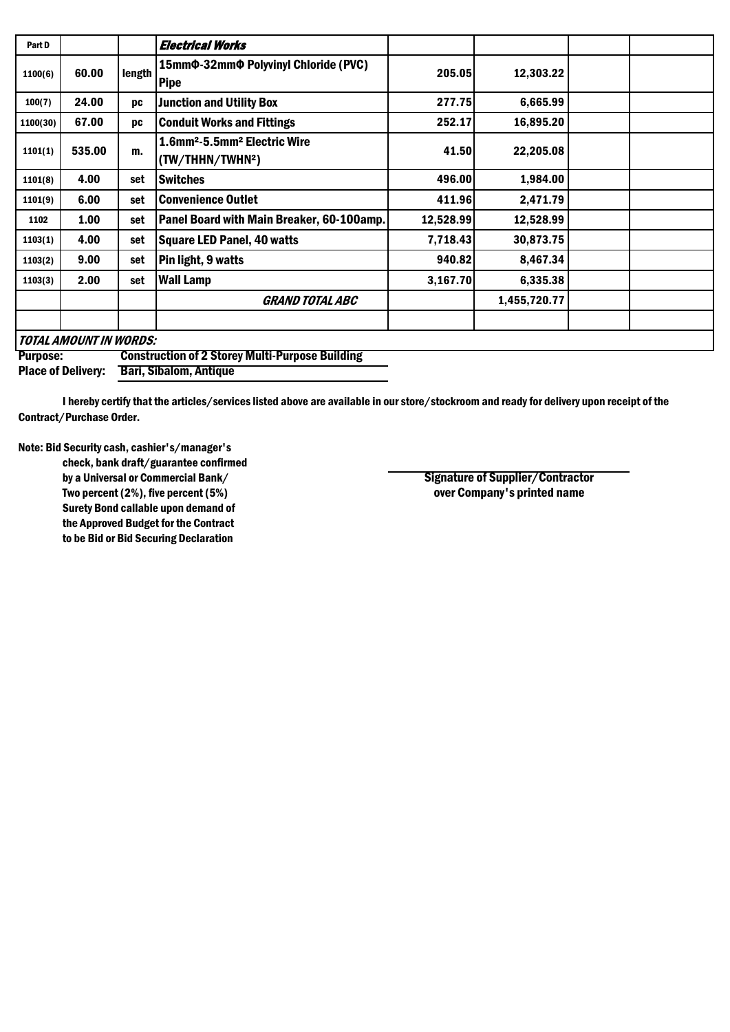| | | | | | | | |
|---|---|---|---|---|---|---|---|
| Part D | | | ***Electrical Works*** | | | | |
| 1100(6) | 60.00 | length | 15mmΦ-32mmΦ Polyvinyl Chloride (PVC) Pipe | 205.05 | 12,303.22 | | |
| 100(7) | 24.00 | pc | Junction and Utility Box | 277.75 | 6,665.99 | | |
| 1100(30) | 67.00 | pc | Conduit Works and Fittings | 252.17 | 16,895.20 | | |
| 1101(1) | 535.00 | m. | $1.6mm^2$-$5.5mm^2$ Electric Wire (TW/THHN/TWHN$^2$) | 41.50 | 22,205.08 | | |
| 1101(8) | 4.00 | set | Switches | 496.00 | 1,984.00 | | |
| 1101(9) | 6.00 | set | Convenience Outlet | 411.96 | 2,471.79 | | |
| 1102 | 1.00 | set | Panel Board with Main Breaker, 60-100amp. | 12,528.99 | 12,528.99 | | |
| 1103(1) | 4.00 | set | Square LED Panel, 40 watts | 7,718.43 | 30,873.75 | | |
| 1103(2) | 9.00 | set | Pin light, 9 watts | 940.82 | 8,467.34 | | |
| 1103(3) | 2.00 | set | Wall Lamp | 3,167.70 | 6,335.38 | | |
| | | | ***GRAND TOTAL ABC*** | | 1,455,720.77 | | |
| | | | | | | | |

***TOTAL AMOUNT IN WORDS:***

**Purpose:** Construction of 2 Storey Multi-Purpose Building

**Place of Delivery:** Bari, Sibalom, Antique

I hereby certify that the articles/services listed above are available in our store/stockroom and ready for delivery upon receipt of the Contract/Purchase Order.

Note: Bid Security cash, cashier's/manager's check, bank draft/guarantee confirmed by a Universal or Commercial Bank/ Two percent (2%), five percent (5%) Surety Bond callable upon demand of the Approved Budget for the Contract to be Bid or Bid Securing Declaration

Signature of Supplier/Contractor over Company's printed name